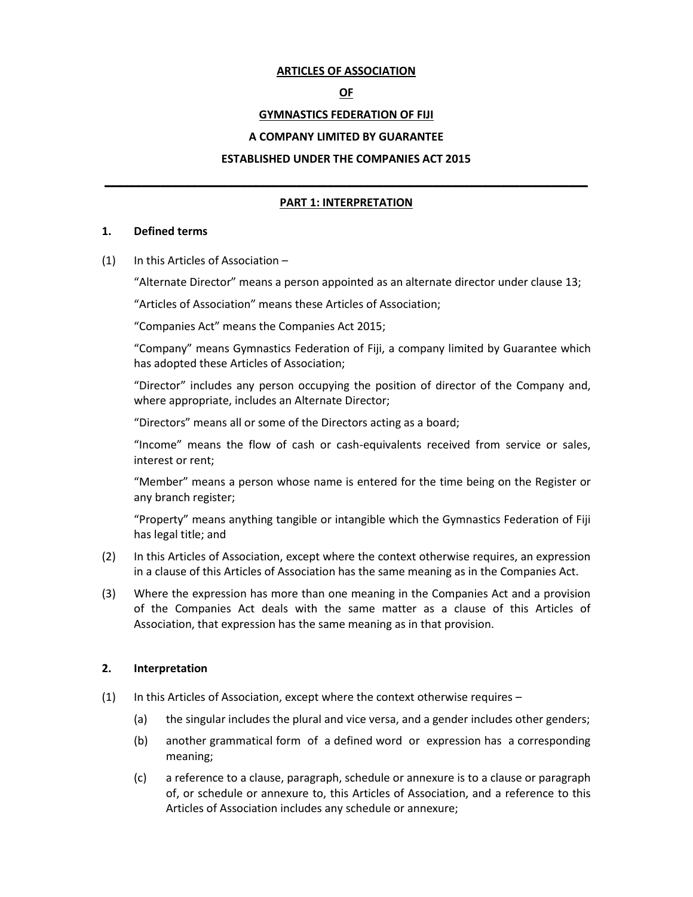# ARTICLES OF ASSOCIATION

## OF

## GYMNASTICS FEDERATION OF FIJI

## A COMPANY LIMITED BY GUARANTEE

## ESTABLISHED UNDER THE COMPANIES ACT 2015

---

## PART 1: INTERPRETATION

### 1. Defined terms

(1) In this Articles of Association –

"Alternate Director" means a person appointed as an alternate director under clause 13;

"Articles of Association" means these Articles of Association;

"Companies Act" means the Companies Act 2015;

"Company" means Gymnastics Federation of Fiji, a company limited by Guarantee which has adopted these Articles of Association;

"Director" includes any person occupying the position of director of the Company and, where appropriate, includes an Alternate Director;

"Directors" means all or some of the Directors acting as a board;

"Income" means the flow of cash or cash-equivalents received from service or sales, interest or rent;

"Member" means a person whose name is entered for the time being on the Register or any branch register;

"Property" means anything tangible or intangible which the Gymnastics Federation of Fiji has legal title; and

(2) In this Articles of Association, except where the context otherwise requires, an expression in a clause of this Articles of Association has the same meaning as in the Companies Act.

(3) Where the expression has more than one meaning in the Companies Act and a provision of the Companies Act deals with the same matter as a clause of this Articles of Association, that expression has the same meaning as in that provision.

### 2. Interpretation

(1) In this Articles of Association, except where the context otherwise requires –

(a) the singular includes the plural and vice versa, and a gender includes other genders;

(b) another grammatical form of a defined word or expression has a corresponding meaning;

(c) a reference to a clause, paragraph, schedule or annexure is to a clause or paragraph of, or schedule or annexure to, this Articles of Association, and a reference to this Articles of Association includes any schedule or annexure;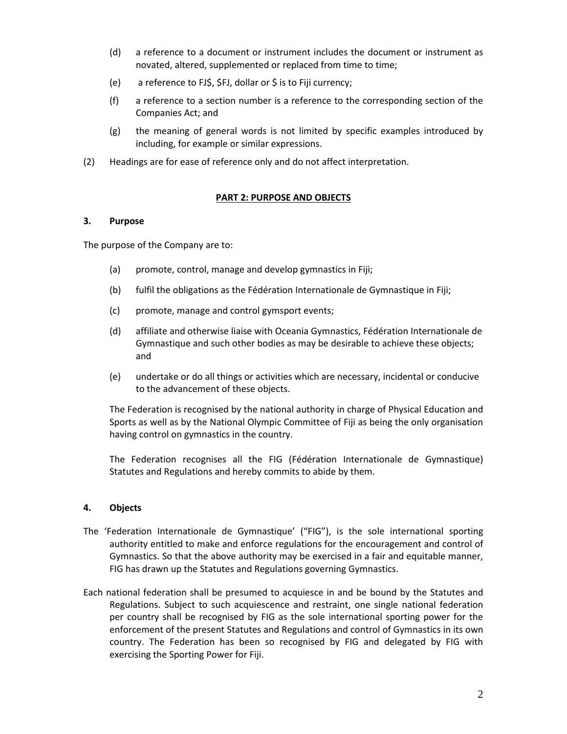(d) a reference to a document or instrument includes the document or instrument as novated, altered, supplemented or replaced from time to time;

(e) a reference to FJ$, $FJ, dollar or $ is to Fiji currency;

(f) a reference to a section number is a reference to the corresponding section of the Companies Act; and

(g) the meaning of general words is not limited by specific examples introduced by including, for example or similar expressions.

(2) Headings are for ease of reference only and do not affect interpretation.

## PART 2: PURPOSE AND OBJECTS

### 3. Purpose

The purpose of the Company are to:

(a) promote, control, manage and develop gymnastics in Fiji;

(b) fulfil the obligations as the Fédération Internationale de Gymnastique in Fiji;

(c) promote, manage and control gymsport events;

(d) affiliate and otherwise liaise with Oceania Gymnastics, Fédération Internationale de Gymnastique and such other bodies as may be desirable to achieve these objects; and

(e) undertake or do all things or activities which are necessary, incidental or conducive to the advancement of these objects.

The Federation is recognised by the national authority in charge of Physical Education and Sports as well as by the National Olympic Committee of Fiji as being the only organisation having control on gymnastics in the country.

The Federation recognises all the FIG (Fédération Internationale de Gymnastique) Statutes and Regulations and hereby commits to abide by them.

### 4. Objects

The 'Federation Internationale de Gymnastique' ("FIG"), is the sole international sporting authority entitled to make and enforce regulations for the encouragement and control of Gymnastics. So that the above authority may be exercised in a fair and equitable manner, FIG has drawn up the Statutes and Regulations governing Gymnastics.

Each national federation shall be presumed to acquiesce in and be bound by the Statutes and Regulations. Subject to such acquiescence and restraint, one single national federation per country shall be recognised by FIG as the sole international sporting power for the enforcement of the present Statutes and Regulations and control of Gymnastics in its own country. The Federation has been so recognised by FIG and delegated by FIG with exercising the Sporting Power for Fiji.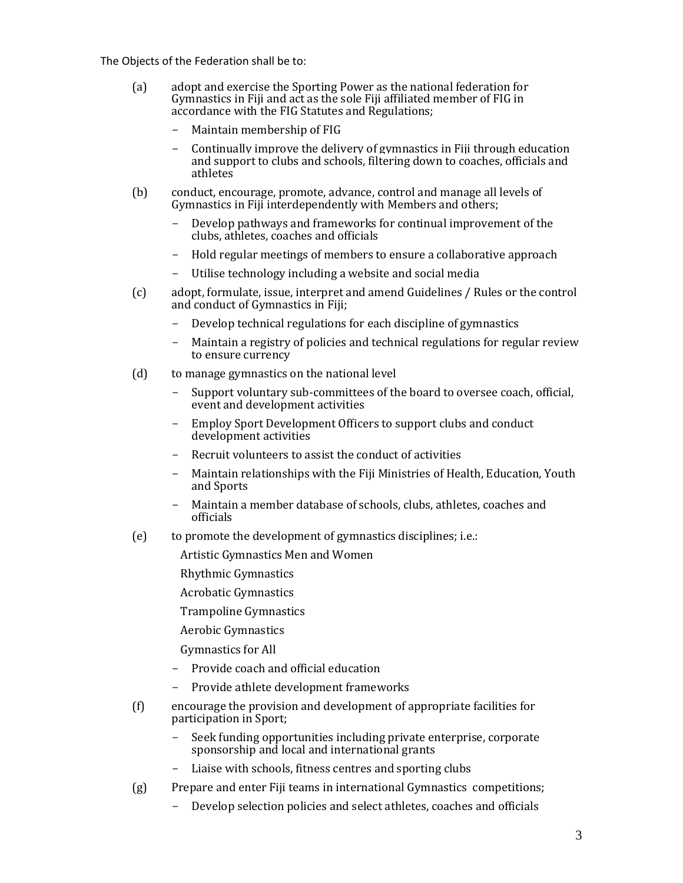The Objects of the Federation shall be to:

(a) adopt and exercise the Sporting Power as the national federation for Gymnastics in Fiji and act as the sole Fiji affiliated member of FIG in accordance with the FIG Statutes and Regulations;

- Maintain membership of FIG
- Continually improve the delivery of gymnastics in Fiji through education and support to clubs and schools, filtering down to coaches, officials and athletes

(b) conduct, encourage, promote, advance, control and manage all levels of Gymnastics in Fiji interdependently with Members and others;

- Develop pathways and frameworks for continual improvement of the clubs, athletes, coaches and officials
- Hold regular meetings of members to ensure a collaborative approach
- Utilise technology including a website and social media

(c) adopt, formulate, issue, interpret and amend Guidelines / Rules or the control and conduct of Gymnastics in Fiji;

- Develop technical regulations for each discipline of gymnastics
- Maintain a registry of policies and technical regulations for regular review to ensure currency

(d) to manage gymnastics on the national level

- Support voluntary sub-committees of the board to oversee coach, official, event and development activities
- Employ Sport Development Officers to support clubs and conduct development activities
- Recruit volunteers to assist the conduct of activities
- Maintain relationships with the Fiji Ministries of Health, Education, Youth and Sports
- Maintain a member database of schools, clubs, athletes, coaches and officials

(e) to promote the development of gymnastics disciplines; i.e.:

Artistic Gymnastics Men and Women

Rhythmic Gymnastics

Acrobatic Gymnastics

Trampoline Gymnastics

Aerobic Gymnastics

Gymnastics for All

- Provide coach and official education
- Provide athlete development frameworks

(f) encourage the provision and development of appropriate facilities for participation in Sport;

- Seek funding opportunities including private enterprise, corporate sponsorship and local and international grants
- Liaise with schools, fitness centres and sporting clubs

(g) Prepare and enter Fiji teams in international Gymnastics competitions;

- Develop selection policies and select athletes, coaches and officials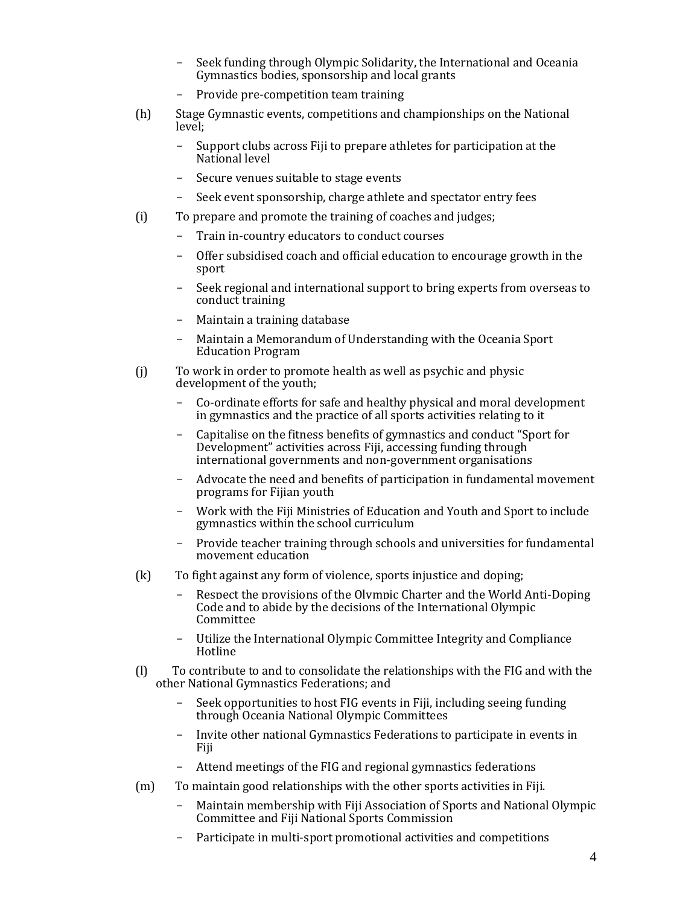- Seek funding through Olympic Solidarity, the International and Oceania Gymnastics bodies, sponsorship and local grants
- Provide pre-competition team training

(h) Stage Gymnastic events, competitions and championships on the National level;

- Support clubs across Fiji to prepare athletes for participation at the National level
- Secure venues suitable to stage events
- Seek event sponsorship, charge athlete and spectator entry fees

(i) To prepare and promote the training of coaches and judges;

- Train in-country educators to conduct courses
- Offer subsidised coach and official education to encourage growth in the sport
- Seek regional and international support to bring experts from overseas to conduct training
- Maintain a training database
- Maintain a Memorandum of Understanding with the Oceania Sport Education Program

(j) To work in order to promote health as well as psychic and physic development of the youth;

- Co-ordinate efforts for safe and healthy physical and moral development in gymnastics and the practice of all sports activities relating to it
- Capitalise on the fitness benefits of gymnastics and conduct "Sport for Development" activities across Fiji, accessing funding through international governments and non-government organisations
- Advocate the need and benefits of participation in fundamental movement programs for Fijian youth
- Work with the Fiji Ministries of Education and Youth and Sport to include gymnastics within the school curriculum
- Provide teacher training through schools and universities for fundamental movement education

(k) To fight against any form of violence, sports injustice and doping;

- Respect the provisions of the Olympic Charter and the World Anti-Doping Code and to abide by the decisions of the International Olympic Committee
- Utilize the International Olympic Committee Integrity and Compliance Hotline

(l) To contribute to and to consolidate the relationships with the FIG and with the other National Gymnastics Federations; and

- Seek opportunities to host FIG events in Fiji, including seeing funding through Oceania National Olympic Committees
- Invite other national Gymnastics Federations to participate in events in Fiji
- Attend meetings of the FIG and regional gymnastics federations

(m) To maintain good relationships with the other sports activities in Fiji.

- Maintain membership with Fiji Association of Sports and National Olympic Committee and Fiji National Sports Commission
- Participate in multi-sport promotional activities and competitions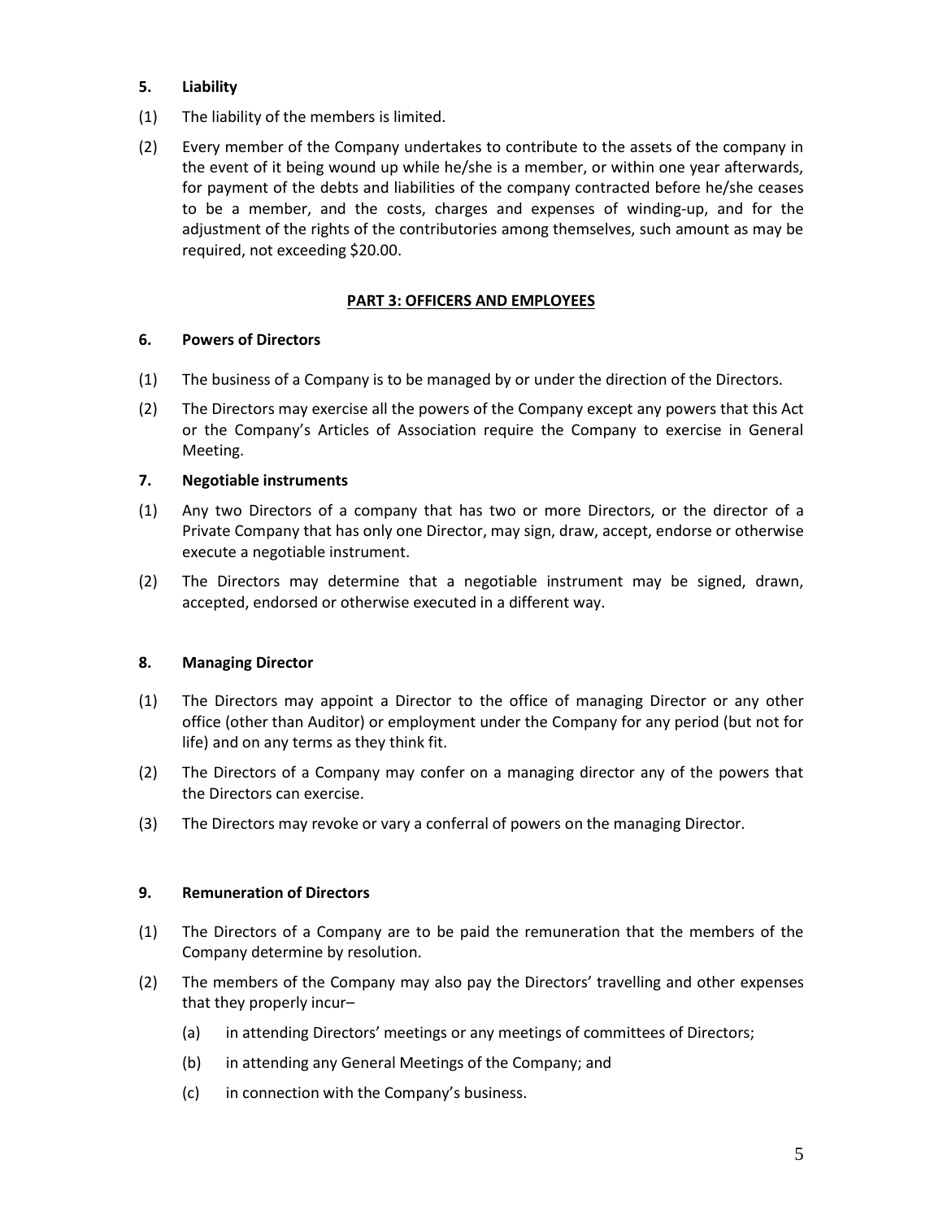### 5. Liability

(1) The liability of the members is limited.

(2) Every member of the Company undertakes to contribute to the assets of the company in the event of it being wound up while he/she is a member, or within one year afterwards, for payment of the debts and liabilities of the company contracted before he/she ceases to be a member, and the costs, charges and expenses of winding-up, and for the adjustment of the rights of the contributories among themselves, such amount as may be required, not exceeding $20.00.

## PART 3: OFFICERS AND EMPLOYEES

### 6. Powers of Directors

(1) The business of a Company is to be managed by or under the direction of the Directors.

(2) The Directors may exercise all the powers of the Company except any powers that this Act or the Company's Articles of Association require the Company to exercise in General Meeting.

### 7. Negotiable instruments

(1) Any two Directors of a company that has two or more Directors, or the director of a Private Company that has only one Director, may sign, draw, accept, endorse or otherwise execute a negotiable instrument.

(2) The Directors may determine that a negotiable instrument may be signed, drawn, accepted, endorsed or otherwise executed in a different way.

### 8. Managing Director

(1) The Directors may appoint a Director to the office of managing Director or any other office (other than Auditor) or employment under the Company for any period (but not for life) and on any terms as they think fit.

(2) The Directors of a Company may confer on a managing director any of the powers that the Directors can exercise.

(3) The Directors may revoke or vary a conferral of powers on the managing Director.

### 9. Remuneration of Directors

(1) The Directors of a Company are to be paid the remuneration that the members of the Company determine by resolution.

(2) The members of the Company may also pay the Directors' travelling and other expenses that they properly incur–

   (a) in attending Directors' meetings or any meetings of committees of Directors;

   (b) in attending any General Meetings of the Company; and

   (c) in connection with the Company's business.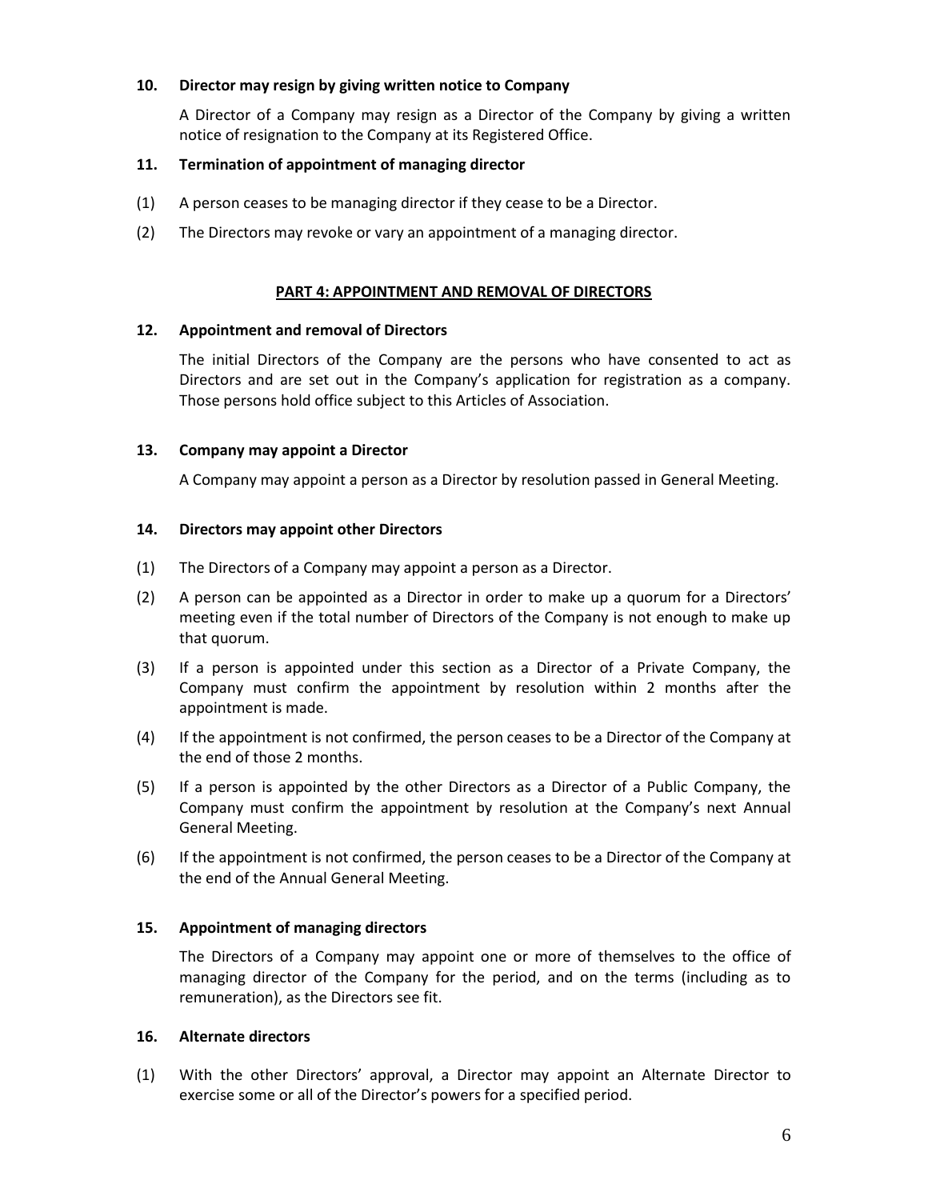### 10. Director may resign by giving written notice to Company

A Director of a Company may resign as a Director of the Company by giving a written notice of resignation to the Company at its Registered Office.

### 11. Termination of appointment of managing director

(1) A person ceases to be managing director if they cease to be a Director.

(2) The Directors may revoke or vary an appointment of a managing director.

## PART 4: APPOINTMENT AND REMOVAL OF DIRECTORS

### 12. Appointment and removal of Directors

The initial Directors of the Company are the persons who have consented to act as Directors and are set out in the Company's application for registration as a company. Those persons hold office subject to this Articles of Association.

### 13. Company may appoint a Director

A Company may appoint a person as a Director by resolution passed in General Meeting.

### 14. Directors may appoint other Directors

(1) The Directors of a Company may appoint a person as a Director.

(2) A person can be appointed as a Director in order to make up a quorum for a Directors' meeting even if the total number of Directors of the Company is not enough to make up that quorum.

(3) If a person is appointed under this section as a Director of a Private Company, the Company must confirm the appointment by resolution within 2 months after the appointment is made.

(4) If the appointment is not confirmed, the person ceases to be a Director of the Company at the end of those 2 months.

(5) If a person is appointed by the other Directors as a Director of a Public Company, the Company must confirm the appointment by resolution at the Company's next Annual General Meeting.

(6) If the appointment is not confirmed, the person ceases to be a Director of the Company at the end of the Annual General Meeting.

### 15. Appointment of managing directors

The Directors of a Company may appoint one or more of themselves to the office of managing director of the Company for the period, and on the terms (including as to remuneration), as the Directors see fit.

### 16. Alternate directors

(1) With the other Directors' approval, a Director may appoint an Alternate Director to exercise some or all of the Director's powers for a specified period.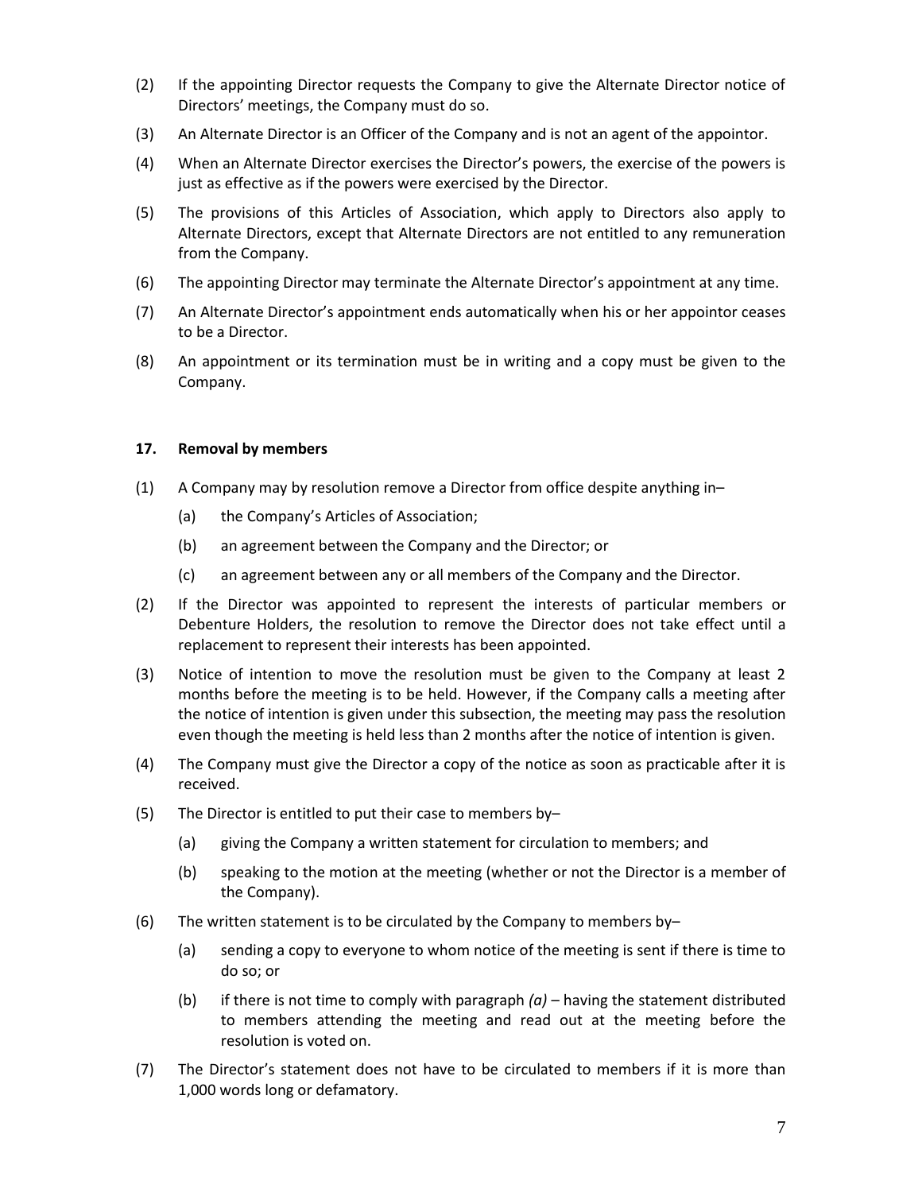(2) If the appointing Director requests the Company to give the Alternate Director notice of Directors' meetings, the Company must do so.

(3) An Alternate Director is an Officer of the Company and is not an agent of the appointor.

(4) When an Alternate Director exercises the Director's powers, the exercise of the powers is just as effective as if the powers were exercised by the Director.

(5) The provisions of this Articles of Association, which apply to Directors also apply to Alternate Directors, except that Alternate Directors are not entitled to any remuneration from the Company.

(6) The appointing Director may terminate the Alternate Director's appointment at any time.

(7) An Alternate Director's appointment ends automatically when his or her appointor ceases to be a Director.

(8) An appointment or its termination must be in writing and a copy must be given to the Company.

#### 17. Removal by members

(1) A Company may by resolution remove a Director from office despite anything in–

  (a) the Company's Articles of Association;

  (b) an agreement between the Company and the Director; or

  (c) an agreement between any or all members of the Company and the Director.

(2) If the Director was appointed to represent the interests of particular members or Debenture Holders, the resolution to remove the Director does not take effect until a replacement to represent their interests has been appointed.

(3) Notice of intention to move the resolution must be given to the Company at least 2 months before the meeting is to be held. However, if the Company calls a meeting after the notice of intention is given under this subsection, the meeting may pass the resolution even though the meeting is held less than 2 months after the notice of intention is given.

(4) The Company must give the Director a copy of the notice as soon as practicable after it is received.

(5) The Director is entitled to put their case to members by–

  (a) giving the Company a written statement for circulation to members; and

  (b) speaking to the motion at the meeting (whether or not the Director is a member of the Company).

(6) The written statement is to be circulated by the Company to members by–

  (a) sending a copy to everyone to whom notice of the meeting is sent if there is time to do so; or

  (b) if there is not time to comply with paragraph *(a)* – having the statement distributed to members attending the meeting and read out at the meeting before the resolution is voted on.

(7) The Director's statement does not have to be circulated to members if it is more than 1,000 words long or defamatory.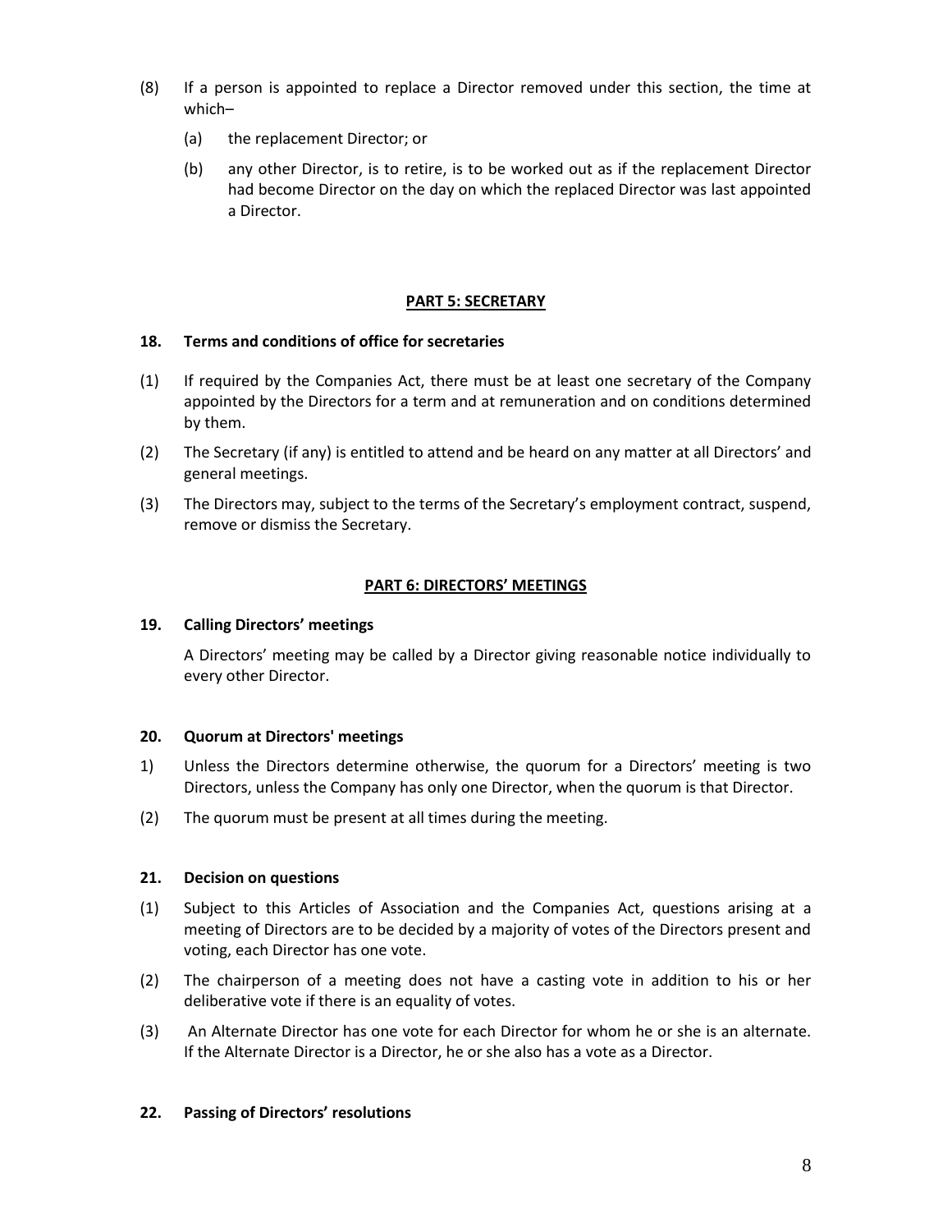(8) If a person is appointed to replace a Director removed under this section, the time at which–

   (a) the replacement Director; or

   (b) any other Director, is to retire, is to be worked out as if the replacement Director had become Director on the day on which the replaced Director was last appointed a Director.

## PART 5: SECRETARY

### 18. Terms and conditions of office for secretaries

(1) If required by the Companies Act, there must be at least one secretary of the Company appointed by the Directors for a term and at remuneration and on conditions determined by them.

(2) The Secretary (if any) is entitled to attend and be heard on any matter at all Directors' and general meetings.

(3) The Directors may, subject to the terms of the Secretary's employment contract, suspend, remove or dismiss the Secretary.

## PART 6: DIRECTORS' MEETINGS

### 19. Calling Directors' meetings

A Directors' meeting may be called by a Director giving reasonable notice individually to every other Director.

### 20. Quorum at Directors' meetings

1) Unless the Directors determine otherwise, the quorum for a Directors' meeting is two Directors, unless the Company has only one Director, when the quorum is that Director.

(2) The quorum must be present at all times during the meeting.

### 21. Decision on questions

(1) Subject to this Articles of Association and the Companies Act, questions arising at a meeting of Directors are to be decided by a majority of votes of the Directors present and voting, each Director has one vote.

(2) The chairperson of a meeting does not have a casting vote in addition to his or her deliberative vote if there is an equality of votes.

(3) An Alternate Director has one vote for each Director for whom he or she is an alternate. If the Alternate Director is a Director, he or she also has a vote as a Director.

### 22. Passing of Directors' resolutions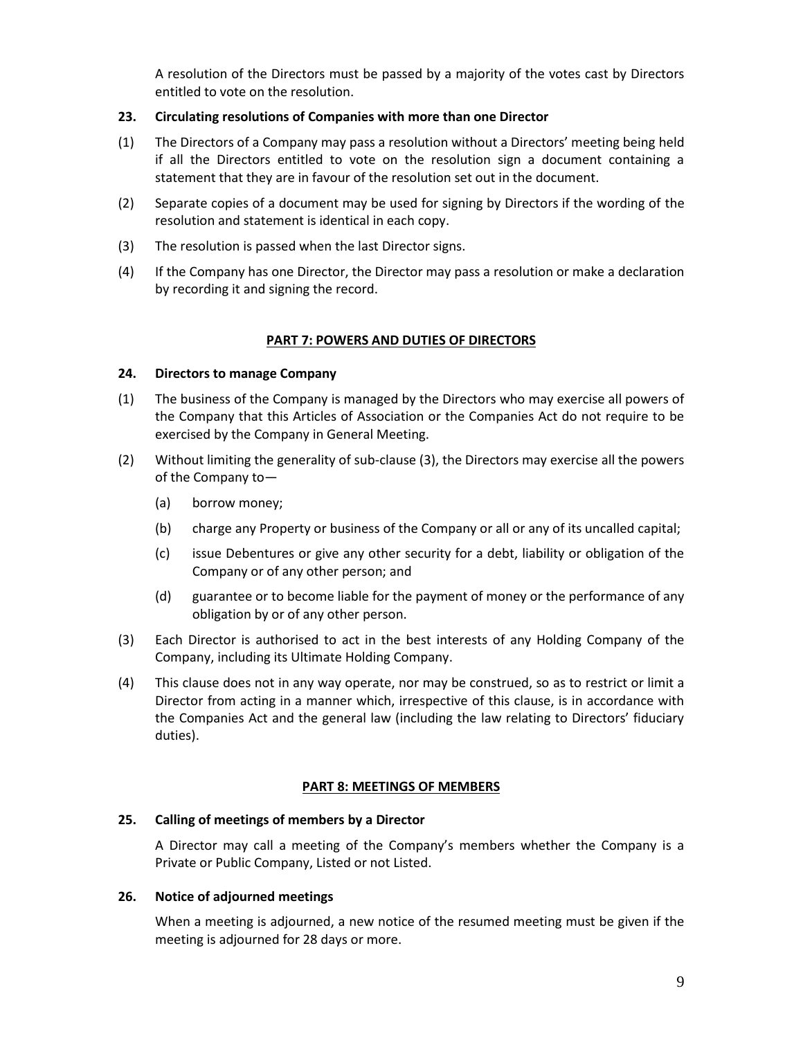A resolution of the Directors must be passed by a majority of the votes cast by Directors entitled to vote on the resolution.

**23. Circulating resolutions of Companies with more than one Director**

(1) The Directors of a Company may pass a resolution without a Directors' meeting being held if all the Directors entitled to vote on the resolution sign a document containing a statement that they are in favour of the resolution set out in the document.

(2) Separate copies of a document may be used for signing by Directors if the wording of the resolution and statement is identical in each copy.

(3) The resolution is passed when the last Director signs.

(4) If the Company has one Director, the Director may pass a resolution or make a declaration by recording it and signing the record.

## PART 7: POWERS AND DUTIES OF DIRECTORS

**24. Directors to manage Company**

(1) The business of the Company is managed by the Directors who may exercise all powers of the Company that this Articles of Association or the Companies Act do not require to be exercised by the Company in General Meeting.

(2) Without limiting the generality of sub-clause (3), the Directors may exercise all the powers of the Company to—

   (a) borrow money;

   (b) charge any Property or business of the Company or all or any of its uncalled capital;

   (c) issue Debentures or give any other security for a debt, liability or obligation of the Company or of any other person; and

   (d) guarantee or to become liable for the payment of money or the performance of any obligation by or of any other person.

(3) Each Director is authorised to act in the best interests of any Holding Company of the Company, including its Ultimate Holding Company.

(4) This clause does not in any way operate, nor may be construed, so as to restrict or limit a Director from acting in a manner which, irrespective of this clause, is in accordance with the Companies Act and the general law (including the law relating to Directors' fiduciary duties).

## PART 8: MEETINGS OF MEMBERS

**25. Calling of meetings of members by a Director**

A Director may call a meeting of the Company's members whether the Company is a Private or Public Company, Listed or not Listed.

**26. Notice of adjourned meetings**

When a meeting is adjourned, a new notice of the resumed meeting must be given if the meeting is adjourned for 28 days or more.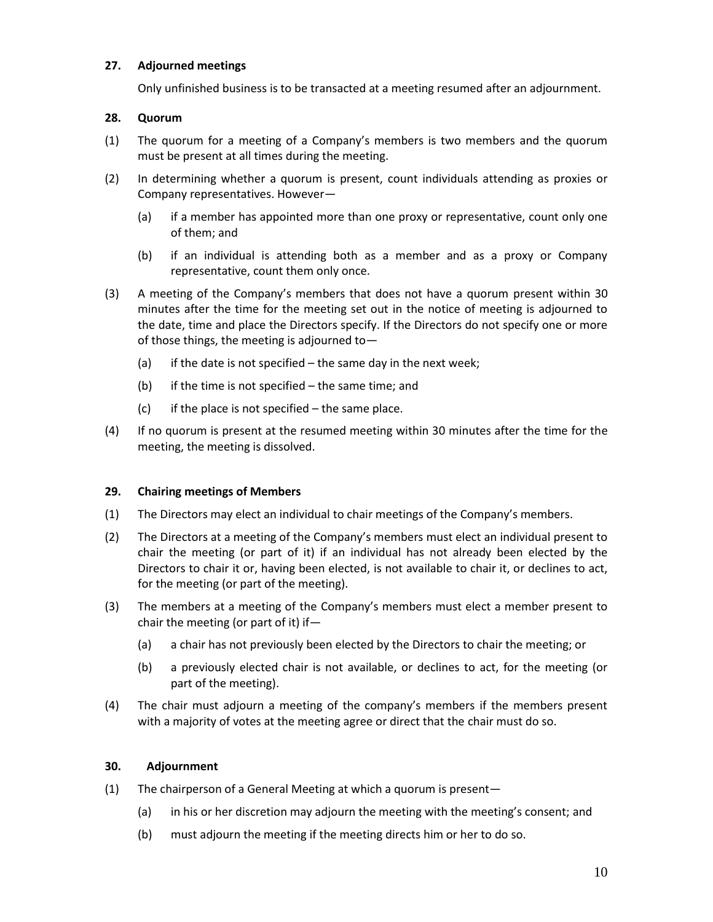**27. Adjourned meetings**

Only unfinished business is to be transacted at a meeting resumed after an adjournment.

**28. Quorum**

(1) The quorum for a meeting of a Company's members is two members and the quorum must be present at all times during the meeting.

(2) In determining whether a quorum is present, count individuals attending as proxies or Company representatives. However—

(a) if a member has appointed more than one proxy or representative, count only one of them; and

(b) if an individual is attending both as a member and as a proxy or Company representative, count them only once.

(3) A meeting of the Company's members that does not have a quorum present within 30 minutes after the time for the meeting set out in the notice of meeting is adjourned to the date, time and place the Directors specify. If the Directors do not specify one or more of those things, the meeting is adjourned to—

(a) if the date is not specified – the same day in the next week;

(b) if the time is not specified – the same time; and

(c) if the place is not specified – the same place.

(4) If no quorum is present at the resumed meeting within 30 minutes after the time for the meeting, the meeting is dissolved.

**29. Chairing meetings of Members**

(1) The Directors may elect an individual to chair meetings of the Company's members.

(2) The Directors at a meeting of the Company's members must elect an individual present to chair the meeting (or part of it) if an individual has not already been elected by the Directors to chair it or, having been elected, is not available to chair it, or declines to act, for the meeting (or part of the meeting).

(3) The members at a meeting of the Company's members must elect a member present to chair the meeting (or part of it) if—

(a) a chair has not previously been elected by the Directors to chair the meeting; or

(b) a previously elected chair is not available, or declines to act, for the meeting (or part of the meeting).

(4) The chair must adjourn a meeting of the company's members if the members present with a majority of votes at the meeting agree or direct that the chair must do so.

**30. Adjournment**

(1) The chairperson of a General Meeting at which a quorum is present—

(a) in his or her discretion may adjourn the meeting with the meeting's consent; and

(b) must adjourn the meeting if the meeting directs him or her to do so.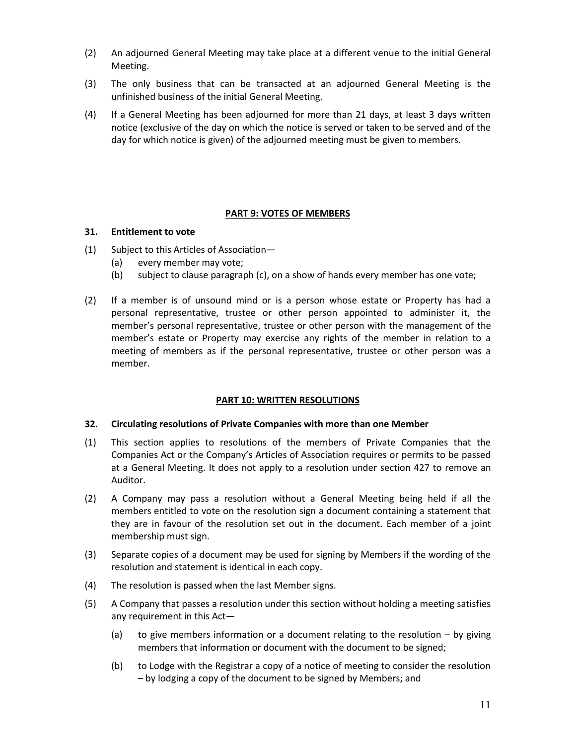(2) An adjourned General Meeting may take place at a different venue to the initial General Meeting.

(3) The only business that can be transacted at an adjourned General Meeting is the unfinished business of the initial General Meeting.

(4) If a General Meeting has been adjourned for more than 21 days, at least 3 days written notice (exclusive of the day on which the notice is served or taken to be served and of the day for which notice is given) of the adjourned meeting must be given to members.

## PART 9: VOTES OF MEMBERS

**31. Entitlement to vote**

(1) Subject to this Articles of Association—
  - (a) every member may vote;
  - (b) subject to clause paragraph (c), on a show of hands every member has one vote;

(2) If a member is of unsound mind or is a person whose estate or Property has had a personal representative, trustee or other person appointed to administer it, the member's personal representative, trustee or other person with the management of the member's estate or Property may exercise any rights of the member in relation to a meeting of members as if the personal representative, trustee or other person was a member.

## PART 10: WRITTEN RESOLUTIONS

**32. Circulating resolutions of Private Companies with more than one Member**

(1) This section applies to resolutions of the members of Private Companies that the Companies Act or the Company's Articles of Association requires or permits to be passed at a General Meeting. It does not apply to a resolution under section 427 to remove an Auditor.

(2) A Company may pass a resolution without a General Meeting being held if all the members entitled to vote on the resolution sign a document containing a statement that they are in favour of the resolution set out in the document. Each member of a joint membership must sign.

(3) Separate copies of a document may be used for signing by Members if the wording of the resolution and statement is identical in each copy.

(4) The resolution is passed when the last Member signs.

(5) A Company that passes a resolution under this section without holding a meeting satisfies any requirement in this Act—
  - (a) to give members information or a document relating to the resolution – by giving members that information or document with the document to be signed;
  - (b) to Lodge with the Registrar a copy of a notice of meeting to consider the resolution – by lodging a copy of the document to be signed by Members; and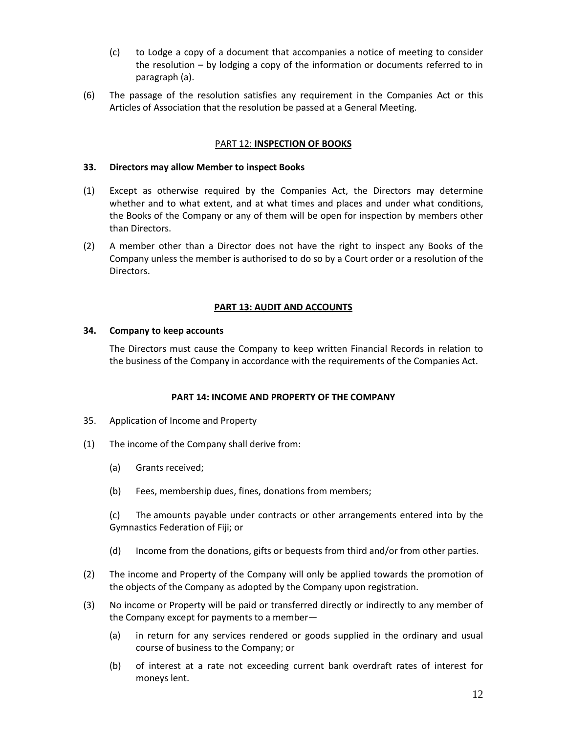(c) to Lodge a copy of a document that accompanies a notice of meeting to consider the resolution – by lodging a copy of the information or documents referred to in paragraph (a).

(6) The passage of the resolution satisfies any requirement in the Companies Act or this Articles of Association that the resolution be passed at a General Meeting.

## PART 12: **INSPECTION OF BOOKS**

### 33. Directors may allow Member to inspect Books

(1) Except as otherwise required by the Companies Act, the Directors may determine whether and to what extent, and at what times and places and under what conditions, the Books of the Company or any of them will be open for inspection by members other than Directors.

(2) A member other than a Director does not have the right to inspect any Books of the Company unless the member is authorised to do so by a Court order or a resolution of the Directors.

## PART 13: AUDIT AND ACCOUNTS

### 34. Company to keep accounts

The Directors must cause the Company to keep written Financial Records in relation to the business of the Company in accordance with the requirements of the Companies Act.

## PART 14: INCOME AND PROPERTY OF THE COMPANY

35. Application of Income and Property

(1) The income of the Company shall derive from:

(a) Grants received;

(b) Fees, membership dues, fines, donations from members;

(c) The amounts payable under contracts or other arrangements entered into by the Gymnastics Federation of Fiji; or

(d) Income from the donations, gifts or bequests from third and/or from other parties.

(2) The income and Property of the Company will only be applied towards the promotion of the objects of the Company as adopted by the Company upon registration.

(3) No income or Property will be paid or transferred directly or indirectly to any member of the Company except for payments to a member—

(a) in return for any services rendered or goods supplied in the ordinary and usual course of business to the Company; or

(b) of interest at a rate not exceeding current bank overdraft rates of interest for moneys lent.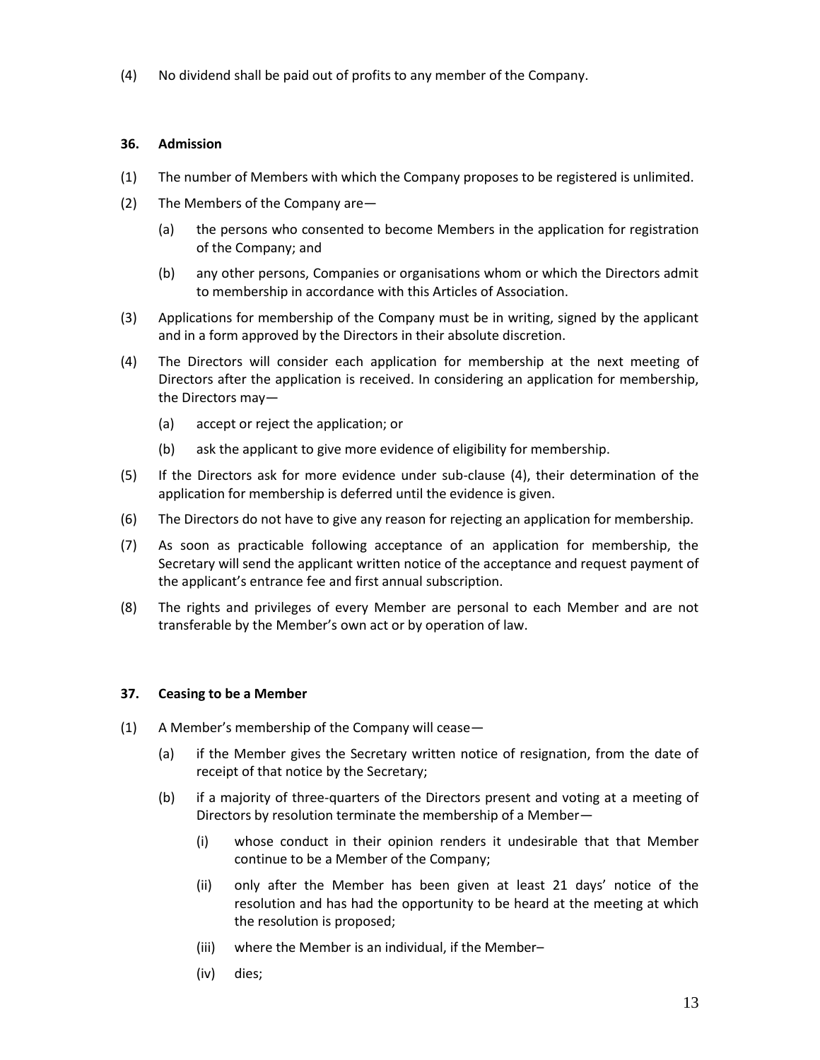(4) No dividend shall be paid out of profits to any member of the Company.

### 36. Admission

(1) The number of Members with which the Company proposes to be registered is unlimited.

(2) The Members of the Company are—

  (a) the persons who consented to become Members in the application for registration of the Company; and

  (b) any other persons, Companies or organisations whom or which the Directors admit to membership in accordance with this Articles of Association.

(3) Applications for membership of the Company must be in writing, signed by the applicant and in a form approved by the Directors in their absolute discretion.

(4) The Directors will consider each application for membership at the next meeting of Directors after the application is received. In considering an application for membership, the Directors may—

  (a) accept or reject the application; or

  (b) ask the applicant to give more evidence of eligibility for membership.

(5) If the Directors ask for more evidence under sub-clause (4), their determination of the application for membership is deferred until the evidence is given.

(6) The Directors do not have to give any reason for rejecting an application for membership.

(7) As soon as practicable following acceptance of an application for membership, the Secretary will send the applicant written notice of the acceptance and request payment of the applicant's entrance fee and first annual subscription.

(8) The rights and privileges of every Member are personal to each Member and are not transferable by the Member's own act or by operation of law.

### 37. Ceasing to be a Member

(1) A Member's membership of the Company will cease—

  (a) if the Member gives the Secretary written notice of resignation, from the date of receipt of that notice by the Secretary;

  (b) if a majority of three-quarters of the Directors present and voting at a meeting of Directors by resolution terminate the membership of a Member—

    (i) whose conduct in their opinion renders it undesirable that that Member continue to be a Member of the Company;

    (ii) only after the Member has been given at least 21 days' notice of the resolution and has had the opportunity to be heard at the meeting at which the resolution is proposed;

    (iii) where the Member is an individual, if the Member–

    (iv) dies;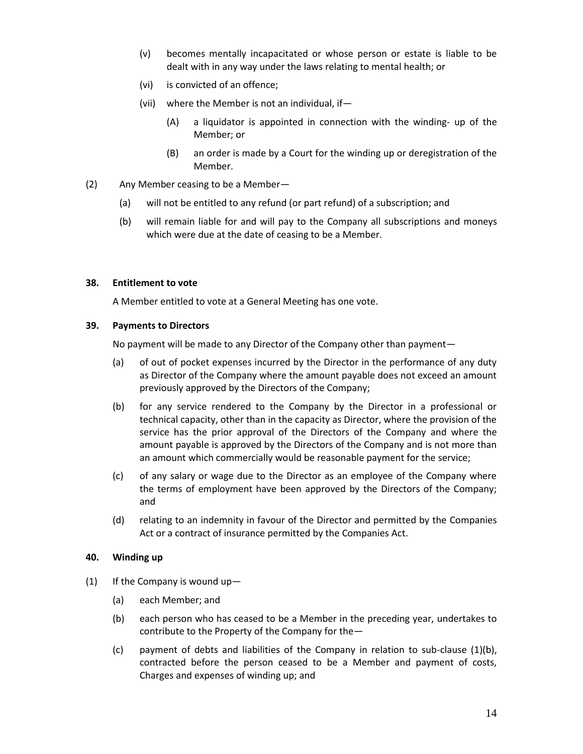(v) becomes mentally incapacitated or whose person or estate is liable to be dealt with in any way under the laws relating to mental health; or

(vi) is convicted of an offence;

(vii) where the Member is not an individual, if—

(A) a liquidator is appointed in connection with the winding- up of the Member; or

(B) an order is made by a Court for the winding up or deregistration of the Member.

(2) Any Member ceasing to be a Member—

(a) will not be entitled to any refund (or part refund) of a subscription; and

(b) will remain liable for and will pay to the Company all subscriptions and moneys which were due at the date of ceasing to be a Member.

**38. Entitlement to vote**

A Member entitled to vote at a General Meeting has one vote.

**39. Payments to Directors**

No payment will be made to any Director of the Company other than payment—

(a) of out of pocket expenses incurred by the Director in the performance of any duty as Director of the Company where the amount payable does not exceed an amount previously approved by the Directors of the Company;

(b) for any service rendered to the Company by the Director in a professional or technical capacity, other than in the capacity as Director, where the provision of the service has the prior approval of the Directors of the Company and where the amount payable is approved by the Directors of the Company and is not more than an amount which commercially would be reasonable payment for the service;

(c) of any salary or wage due to the Director as an employee of the Company where the terms of employment have been approved by the Directors of the Company; and

(d) relating to an indemnity in favour of the Director and permitted by the Companies Act or a contract of insurance permitted by the Companies Act.

**40. Winding up**

(1) If the Company is wound up—

(a) each Member; and

(b) each person who has ceased to be a Member in the preceding year, undertakes to contribute to the Property of the Company for the—

(c) payment of debts and liabilities of the Company in relation to sub-clause (1)(b), contracted before the person ceased to be a Member and payment of costs, Charges and expenses of winding up; and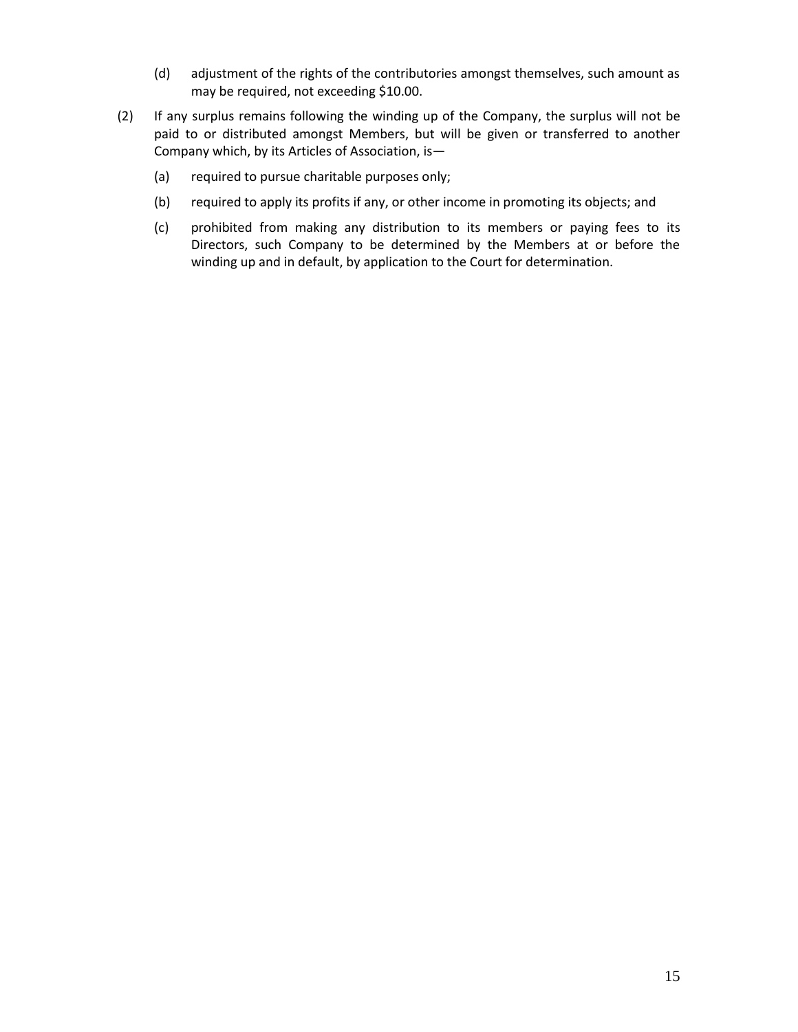(d) adjustment of the rights of the contributories amongst themselves, such amount as may be required, not exceeding $10.00.

(2) If any surplus remains following the winding up of the Company, the surplus will not be paid to or distributed amongst Members, but will be given or transferred to another Company which, by its Articles of Association, is—

(a) required to pursue charitable purposes only;

(b) required to apply its profits if any, or other income in promoting its objects; and

(c) prohibited from making any distribution to its members or paying fees to its Directors, such Company to be determined by the Members at or before the winding up and in default, by application to the Court for determination.